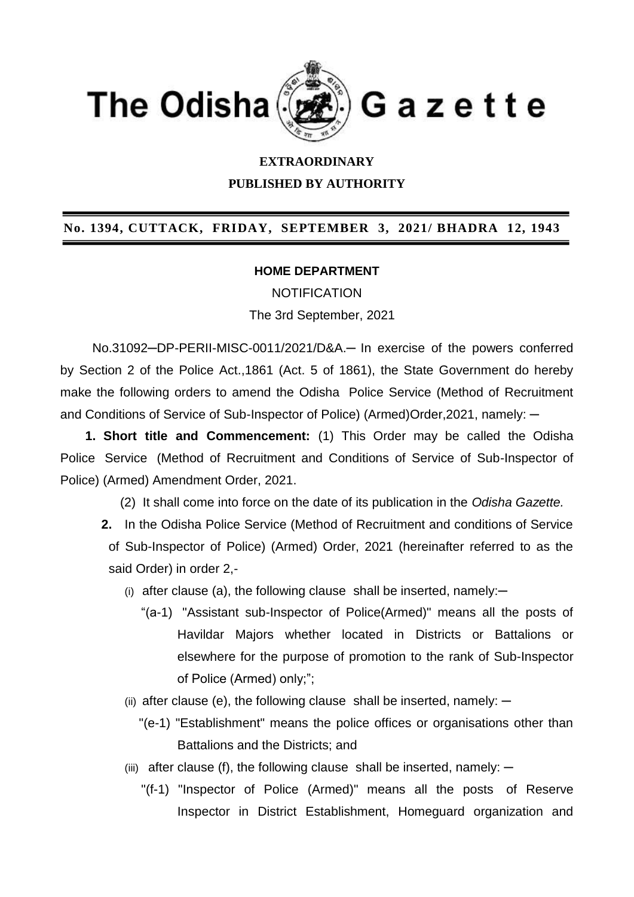# The Odisha Gazette

**EXTRAORDINARY**

**PUBLISHED BY AUTHORITY**

**No. 1394, CUTTACK, FRIDAY, SEPTEMBER 3, 2021/ BHADRA 12, 1943**

**HOME DEPARTMENT**

NOTIFICATION

The 3rd September, 2021

No.31092─DP-PERII-MISC-0011/2021/D&A.─ In exercise of the powers conferred by Section 2 of the Police Act.,1861 (Act. 5 of 1861), the State Government do hereby make the following orders to amend the Odisha Police Service (Method of Recruitment and Conditions of Service of Sub-Inspector of Police) (Armed)Order,2021, namely: ─

**1. Short title and Commencement:** (1) This Order may be called the Odisha Police Service (Method of Recruitment and Conditions of Service of Sub-Inspector of Police) (Armed) Amendment Order, 2021.

(2) It shall come into force on the date of its publication in the *Odisha Gazette.*

**2.** In the Odisha Police Service (Method of Recruitment and conditions of Service of Sub-Inspector of Police) (Armed) Order, 2021 (hereinafter referred to as the said Order) in order 2,-

(i) after clause (a), the following clause shall be inserted, namely:─

"(a-1) "Assistant sub-Inspector of Police(Armed)" means all the posts of Havildar Majors whether located in Districts or Battalions or elsewhere for the purpose of promotion to the rank of Sub-Inspector of Police (Armed) only;";

(ii) after clause (e), the following clause shall be inserted, namely: ─

"(e-1) "Establishment" means the police offices or organisations other than Battalions and the Districts; and

(iii) after clause (f), the following clause shall be inserted, namely: ─

"(f-1) "Inspector of Police (Armed)" means all the posts of Reserve Inspector in District Establishment, Homeguard organization and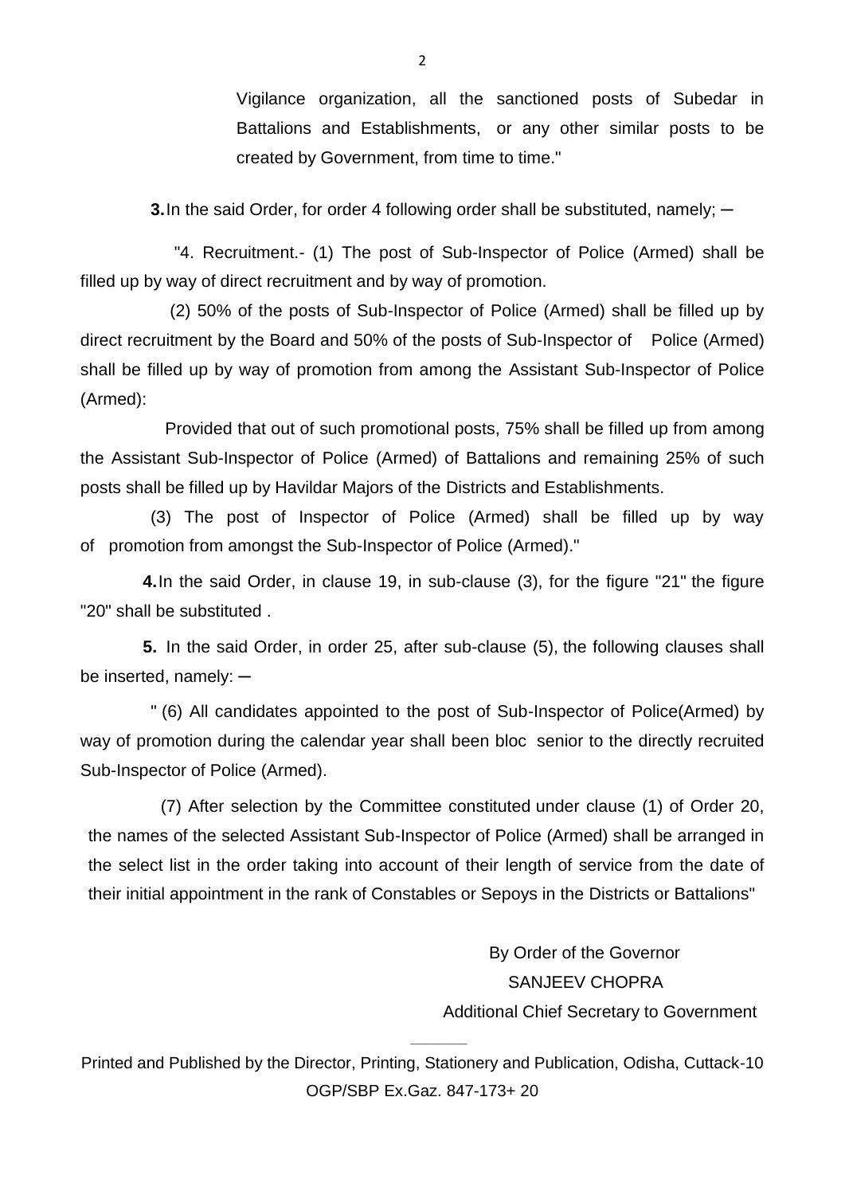Vigilance organization, all the sanctioned posts of Subedar in Battalions and Establishments, or any other similar posts to be created by Government, from time to time."

**3.** In the said Order, for order 4 following order shall be substituted, namely; ─

"4. Recruitment.- (1) The post of Sub-Inspector of Police (Armed) shall be filled up by way of direct recruitment and by way of promotion.

(2) 50% of the posts of Sub-Inspector of Police (Armed) shall be filled up by direct recruitment by the Board and 50% of the posts of Sub-Inspector of Police (Armed) shall be filled up by way of promotion from among the Assistant Sub-Inspector of Police (Armed):

Provided that out of such promotional posts, 75% shall be filled up from among the Assistant Sub-Inspector of Police (Armed) of Battalions and remaining 25% of such posts shall be filled up by Havildar Majors of the Districts and Establishments.

(3) The post of Inspector of Police (Armed) shall be filled up by way of promotion from amongst the Sub-Inspector of Police (Armed)."

**4.** In the said Order, in clause 19, in sub-clause (3), for the figure "21" the figure "20" shall be substituted .

**5.** In the said Order, in order 25, after sub-clause (5), the following clauses shall be inserted, namely: ─

" (6) All candidates appointed to the post of Sub-Inspector of Police(Armed) by way of promotion during the calendar year shall been bloc senior to the directly recruited Sub-Inspector of Police (Armed).

(7) After selection by the Committee constituted under clause (1) of Order 20, the names of the selected Assistant Sub-Inspector of Police (Armed) shall be arranged in the select list in the order taking into account of their length of service from the date of their initial appointment in the rank of Constables or Sepoys in the Districts or Battalions"

By Order of the Governor
SANJEEV CHOPRA
Additional Chief Secretary to Government

---

Printed and Published by the Director, Printing, Stationery and Publication, Odisha, Cuttack-10
OGP/SBP Ex.Gaz. 847-173+ 20